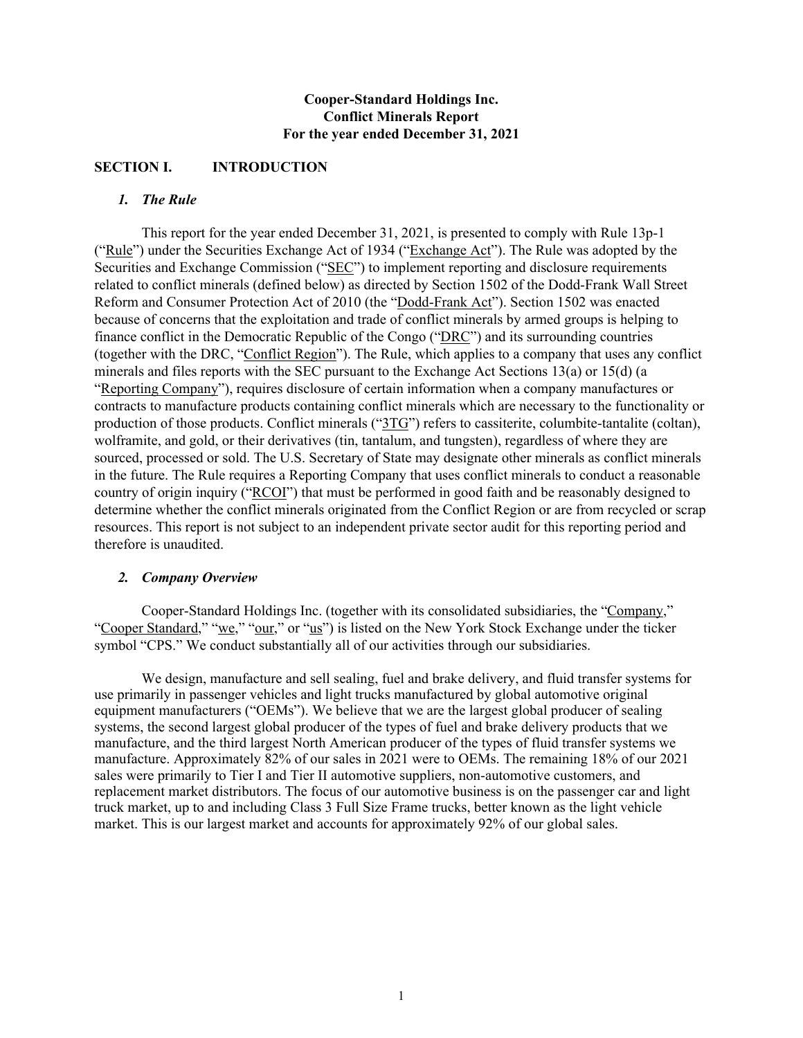# Cooper-Standard Holdings Inc.
# Conflict Minerals Report
# For the year ended December 31, 2021

## SECTION I. INTRODUCTION

### *1. The Rule*

This report for the year ended December 31, 2021, is presented to comply with Rule 13p-1 ("Rule") under the Securities Exchange Act of 1934 ("Exchange Act"). The Rule was adopted by the Securities and Exchange Commission ("SEC") to implement reporting and disclosure requirements related to conflict minerals (defined below) as directed by Section 1502 of the Dodd-Frank Wall Street Reform and Consumer Protection Act of 2010 (the "Dodd-Frank Act"). Section 1502 was enacted because of concerns that the exploitation and trade of conflict minerals by armed groups is helping to finance conflict in the Democratic Republic of the Congo ("DRC") and its surrounding countries (together with the DRC, "Conflict Region"). The Rule, which applies to a company that uses any conflict minerals and files reports with the SEC pursuant to the Exchange Act Sections 13(a) or 15(d) (a "Reporting Company"), requires disclosure of certain information when a company manufactures or contracts to manufacture products containing conflict minerals which are necessary to the functionality or production of those products. Conflict minerals ("3TG") refers to cassiterite, columbite-tantalite (coltan), wolframite, and gold, or their derivatives (tin, tantalum, and tungsten), regardless of where they are sourced, processed or sold. The U.S. Secretary of State may designate other minerals as conflict minerals in the future. The Rule requires a Reporting Company that uses conflict minerals to conduct a reasonable country of origin inquiry ("RCOI") that must be performed in good faith and be reasonably designed to determine whether the conflict minerals originated from the Conflict Region or are from recycled or scrap resources. This report is not subject to an independent private sector audit for this reporting period and therefore is unaudited.

### *2. Company Overview*

Cooper-Standard Holdings Inc. (together with its consolidated subsidiaries, the "Company," "Cooper Standard," "we," "our," or "us") is listed on the New York Stock Exchange under the ticker symbol "CPS." We conduct substantially all of our activities through our subsidiaries.

We design, manufacture and sell sealing, fuel and brake delivery, and fluid transfer systems for use primarily in passenger vehicles and light trucks manufactured by global automotive original equipment manufacturers ("OEMs"). We believe that we are the largest global producer of sealing systems, the second largest global producer of the types of fuel and brake delivery products that we manufacture, and the third largest North American producer of the types of fluid transfer systems we manufacture. Approximately 82% of our sales in 2021 were to OEMs. The remaining 18% of our 2021 sales were primarily to Tier I and Tier II automotive suppliers, non-automotive customers, and replacement market distributors. The focus of our automotive business is on the passenger car and light truck market, up to and including Class 3 Full Size Frame trucks, better known as the light vehicle market. This is our largest market and accounts for approximately 92% of our global sales.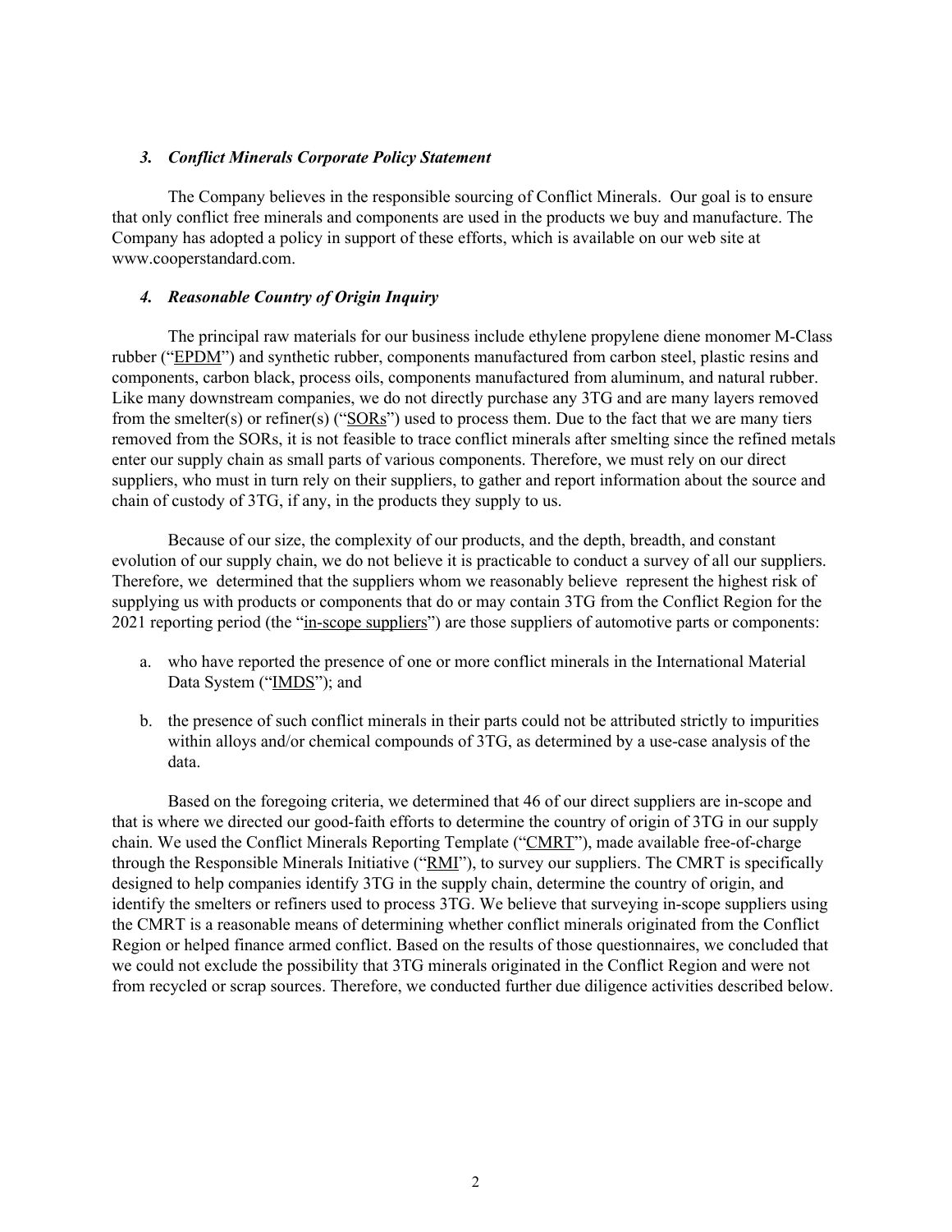### *3. Conflict Minerals Corporate Policy Statement*

The Company believes in the responsible sourcing of Conflict Minerals. Our goal is to ensure that only conflict free minerals and components are used in the products we buy and manufacture. The Company has adopted a policy in support of these efforts, which is available on our web site at www.cooperstandard.com.

### *4. Reasonable Country of Origin Inquiry*

The principal raw materials for our business include ethylene propylene diene monomer M-Class rubber ("EPDM") and synthetic rubber, components manufactured from carbon steel, plastic resins and components, carbon black, process oils, components manufactured from aluminum, and natural rubber. Like many downstream companies, we do not directly purchase any 3TG and are many layers removed from the smelter(s) or refiner(s) ("SORs") used to process them. Due to the fact that we are many tiers removed from the SORs, it is not feasible to trace conflict minerals after smelting since the refined metals enter our supply chain as small parts of various components. Therefore, we must rely on our direct suppliers, who must in turn rely on their suppliers, to gather and report information about the source and chain of custody of 3TG, if any, in the products they supply to us.

Because of our size, the complexity of our products, and the depth, breadth, and constant evolution of our supply chain, we do not believe it is practicable to conduct a survey of all our suppliers. Therefore, we determined that the suppliers whom we reasonably believe represent the highest risk of supplying us with products or components that do or may contain 3TG from the Conflict Region for the 2021 reporting period (the "in-scope suppliers") are those suppliers of automotive parts or components:

a. who have reported the presence of one or more conflict minerals in the International Material Data System ("IMDS"); and

b. the presence of such conflict minerals in their parts could not be attributed strictly to impurities within alloys and/or chemical compounds of 3TG, as determined by a use-case analysis of the data.

Based on the foregoing criteria, we determined that 46 of our direct suppliers are in-scope and that is where we directed our good-faith efforts to determine the country of origin of 3TG in our supply chain. We used the Conflict Minerals Reporting Template ("CMRT"), made available free-of-charge through the Responsible Minerals Initiative ("RMI"), to survey our suppliers. The CMRT is specifically designed to help companies identify 3TG in the supply chain, determine the country of origin, and identify the smelters or refiners used to process 3TG. We believe that surveying in-scope suppliers using the CMRT is a reasonable means of determining whether conflict minerals originated from the Conflict Region or helped finance armed conflict. Based on the results of those questionnaires, we concluded that we could not exclude the possibility that 3TG minerals originated in the Conflict Region and were not from recycled or scrap sources. Therefore, we conducted further due diligence activities described below.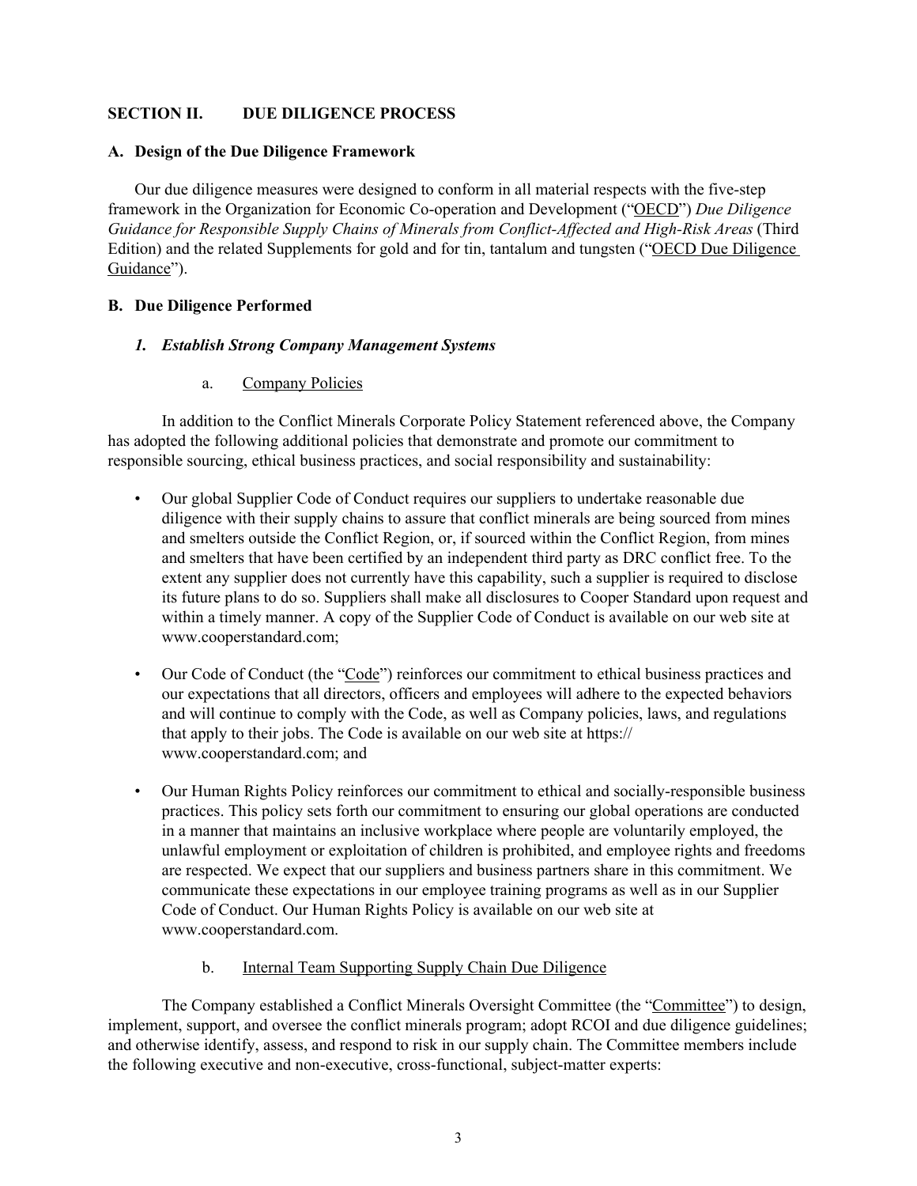## SECTION II. DUE DILIGENCE PROCESS

### A. Design of the Due Diligence Framework

Our due diligence measures were designed to conform in all material respects with the five-step framework in the Organization for Economic Co-operation and Development ("OECD") *Due Diligence Guidance for Responsible Supply Chains of Minerals from Conflict-Affected and High-Risk Areas* (Third Edition) and the related Supplements for gold and for tin, tantalum and tungsten ("OECD Due Diligence Guidance").

### B. Due Diligence Performed

#### *1. Establish Strong Company Management Systems*

a. Company Policies

In addition to the Conflict Minerals Corporate Policy Statement referenced above, the Company has adopted the following additional policies that demonstrate and promote our commitment to responsible sourcing, ethical business practices, and social responsibility and sustainability:

- Our global Supplier Code of Conduct requires our suppliers to undertake reasonable due diligence with their supply chains to assure that conflict minerals are being sourced from mines and smelters outside the Conflict Region, or, if sourced within the Conflict Region, from mines and smelters that have been certified by an independent third party as DRC conflict free. To the extent any supplier does not currently have this capability, such a supplier is required to disclose its future plans to do so. Suppliers shall make all disclosures to Cooper Standard upon request and within a timely manner. A copy of the Supplier Code of Conduct is available on our web site at www.cooperstandard.com;

- Our Code of Conduct (the "Code") reinforces our commitment to ethical business practices and our expectations that all directors, officers and employees will adhere to the expected behaviors and will continue to comply with the Code, as well as Company policies, laws, and regulations that apply to their jobs. The Code is available on our web site at https://www.cooperstandard.com; and

- Our Human Rights Policy reinforces our commitment to ethical and socially-responsible business practices. This policy sets forth our commitment to ensuring our global operations are conducted in a manner that maintains an inclusive workplace where people are voluntarily employed, the unlawful employment or exploitation of children is prohibited, and employee rights and freedoms are respected. We expect that our suppliers and business partners share in this commitment. We communicate these expectations in our employee training programs as well as in our Supplier Code of Conduct. Our Human Rights Policy is available on our web site at www.cooperstandard.com.

b. Internal Team Supporting Supply Chain Due Diligence

The Company established a Conflict Minerals Oversight Committee (the "Committee") to design, implement, support, and oversee the conflict minerals program; adopt RCOI and due diligence guidelines; and otherwise identify, assess, and respond to risk in our supply chain. The Committee members include the following executive and non-executive, cross-functional, subject-matter experts: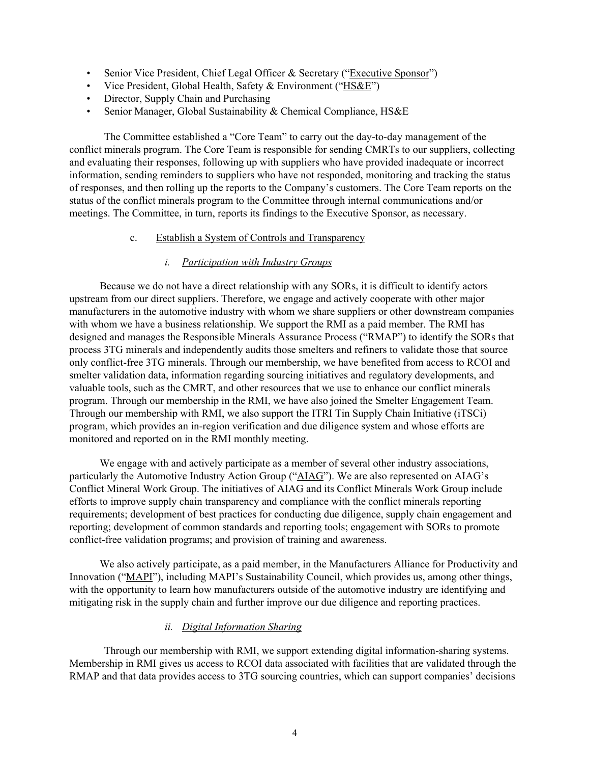- Senior Vice President, Chief Legal Officer & Secretary ("Executive Sponsor")
- Vice President, Global Health, Safety & Environment ("HS&E")
- Director, Supply Chain and Purchasing
- Senior Manager, Global Sustainability & Chemical Compliance, HS&E

The Committee established a "Core Team" to carry out the day-to-day management of the conflict minerals program. The Core Team is responsible for sending CMRTs to our suppliers, collecting and evaluating their responses, following up with suppliers who have provided inadequate or incorrect information, sending reminders to suppliers who have not responded, monitoring and tracking the status of responses, and then rolling up the reports to the Company's customers. The Core Team reports on the status of the conflict minerals program to the Committee through internal communications and/or meetings. The Committee, in turn, reports its findings to the Executive Sponsor, as necessary.

c. Establish a System of Controls and Transparency

*i. Participation with Industry Groups*

Because we do not have a direct relationship with any SORs, it is difficult to identify actors upstream from our direct suppliers. Therefore, we engage and actively cooperate with other major manufacturers in the automotive industry with whom we share suppliers or other downstream companies with whom we have a business relationship. We support the RMI as a paid member. The RMI has designed and manages the Responsible Minerals Assurance Process ("RMAP") to identify the SORs that process 3TG minerals and independently audits those smelters and refiners to validate those that source only conflict-free 3TG minerals. Through our membership, we have benefited from access to RCOI and smelter validation data, information regarding sourcing initiatives and regulatory developments, and valuable tools, such as the CMRT, and other resources that we use to enhance our conflict minerals program. Through our membership in the RMI, we have also joined the Smelter Engagement Team. Through our membership with RMI, we also support the ITRI Tin Supply Chain Initiative (iTSCi) program, which provides an in-region verification and due diligence system and whose efforts are monitored and reported on in the RMI monthly meeting.

We engage with and actively participate as a member of several other industry associations, particularly the Automotive Industry Action Group ("AIAG"). We are also represented on AIAG's Conflict Mineral Work Group. The initiatives of AIAG and its Conflict Minerals Work Group include efforts to improve supply chain transparency and compliance with the conflict minerals reporting requirements; development of best practices for conducting due diligence, supply chain engagement and reporting; development of common standards and reporting tools; engagement with SORs to promote conflict-free validation programs; and provision of training and awareness.

We also actively participate, as a paid member, in the Manufacturers Alliance for Productivity and Innovation ("MAPI"), including MAPI's Sustainability Council, which provides us, among other things, with the opportunity to learn how manufacturers outside of the automotive industry are identifying and mitigating risk in the supply chain and further improve our due diligence and reporting practices.

*ii. Digital Information Sharing*

Through our membership with RMI, we support extending digital information-sharing systems. Membership in RMI gives us access to RCOI data associated with facilities that are validated through the RMAP and that data provides access to 3TG sourcing countries, which can support companies' decisions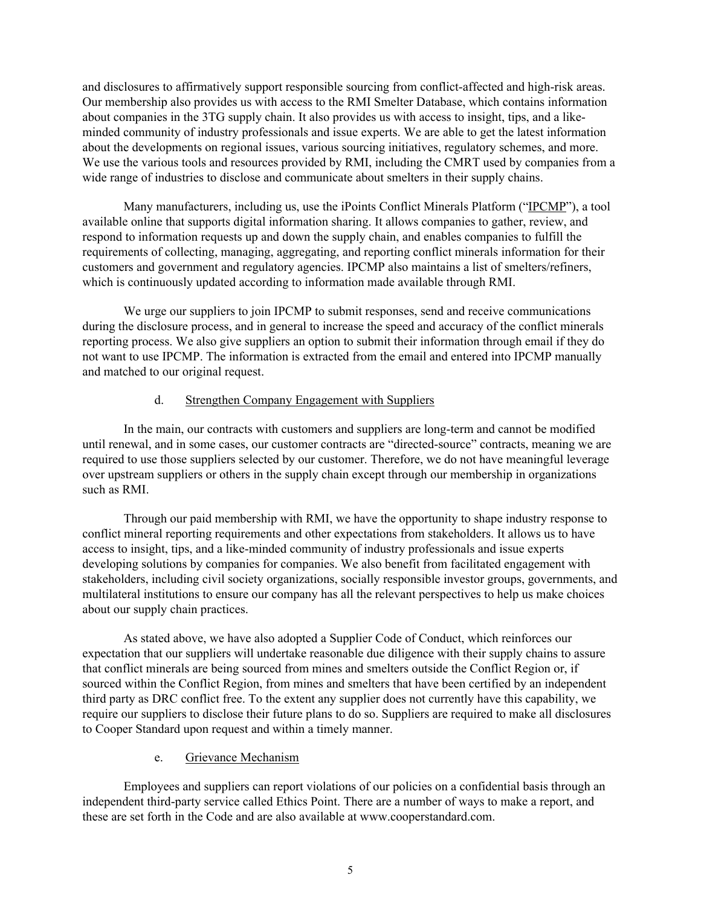and disclosures to affirmatively support responsible sourcing from conflict-affected and high-risk areas. Our membership also provides us with access to the RMI Smelter Database, which contains information about companies in the 3TG supply chain. It also provides us with access to insight, tips, and a like-minded community of industry professionals and issue experts. We are able to get the latest information about the developments on regional issues, various sourcing initiatives, regulatory schemes, and more. We use the various tools and resources provided by RMI, including the CMRT used by companies from a wide range of industries to disclose and communicate about smelters in their supply chains.

Many manufacturers, including us, use the iPoints Conflict Minerals Platform ("IPCMP"), a tool available online that supports digital information sharing. It allows companies to gather, review, and respond to information requests up and down the supply chain, and enables companies to fulfill the requirements of collecting, managing, aggregating, and reporting conflict minerals information for their customers and government and regulatory agencies. IPCMP also maintains a list of smelters/refiners, which is continuously updated according to information made available through RMI.

We urge our suppliers to join IPCMP to submit responses, send and receive communications during the disclosure process, and in general to increase the speed and accuracy of the conflict minerals reporting process. We also give suppliers an option to submit their information through email if they do not want to use IPCMP. The information is extracted from the email and entered into IPCMP manually and matched to our original request.

d. Strengthen Company Engagement with Suppliers

In the main, our contracts with customers and suppliers are long-term and cannot be modified until renewal, and in some cases, our customer contracts are "directed-source" contracts, meaning we are required to use those suppliers selected by our customer. Therefore, we do not have meaningful leverage over upstream suppliers or others in the supply chain except through our membership in organizations such as RMI.

Through our paid membership with RMI, we have the opportunity to shape industry response to conflict mineral reporting requirements and other expectations from stakeholders. It allows us to have access to insight, tips, and a like-minded community of industry professionals and issue experts developing solutions by companies for companies. We also benefit from facilitated engagement with stakeholders, including civil society organizations, socially responsible investor groups, governments, and multilateral institutions to ensure our company has all the relevant perspectives to help us make choices about our supply chain practices.

As stated above, we have also adopted a Supplier Code of Conduct, which reinforces our expectation that our suppliers will undertake reasonable due diligence with their supply chains to assure that conflict minerals are being sourced from mines and smelters outside the Conflict Region or, if sourced within the Conflict Region, from mines and smelters that have been certified by an independent third party as DRC conflict free. To the extent any supplier does not currently have this capability, we require our suppliers to disclose their future plans to do so. Suppliers are required to make all disclosures to Cooper Standard upon request and within a timely manner.

e. Grievance Mechanism

Employees and suppliers can report violations of our policies on a confidential basis through an independent third-party service called Ethics Point. There are a number of ways to make a report, and these are set forth in the Code and are also available at www.cooperstandard.com.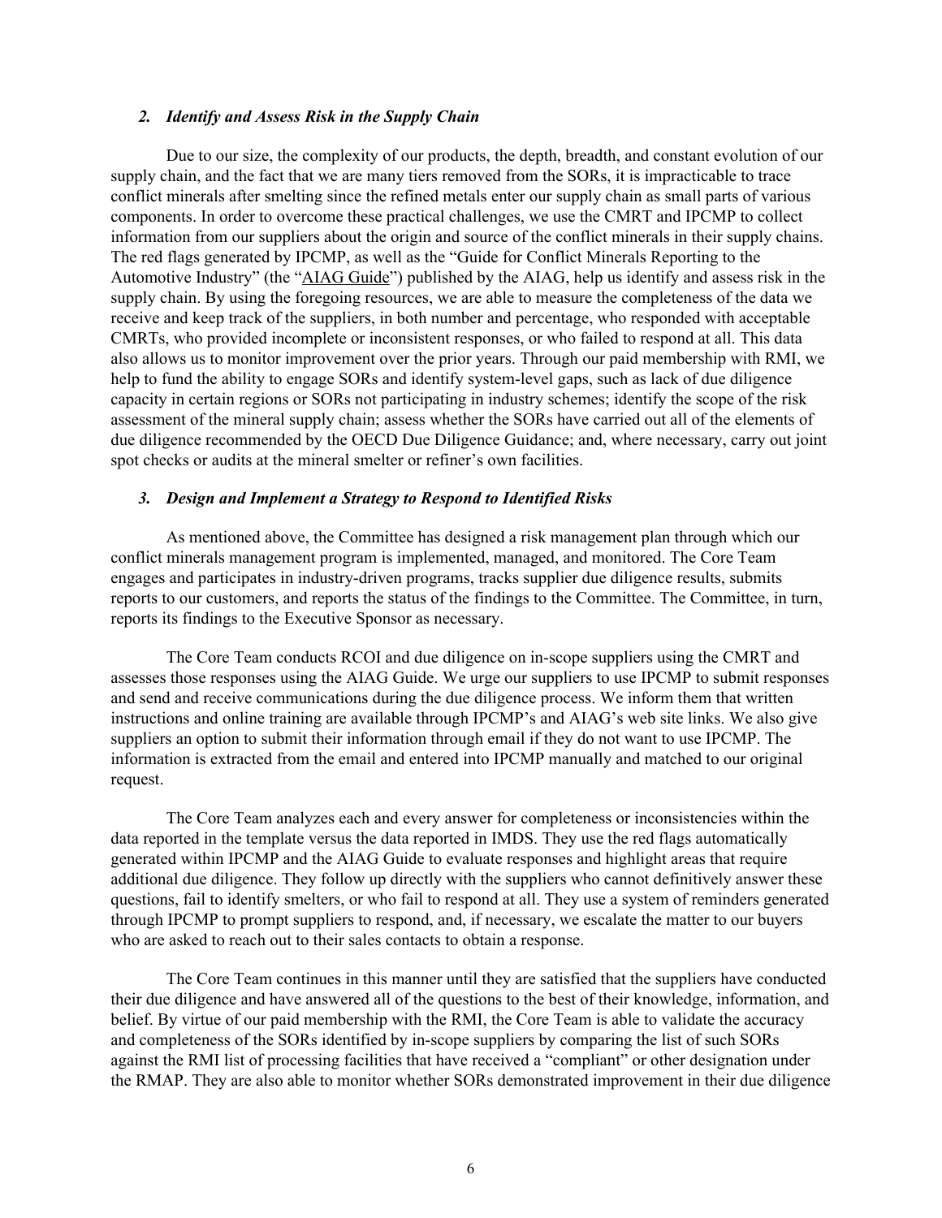### *2. Identify and Assess Risk in the Supply Chain*

Due to our size, the complexity of our products, the depth, breadth, and constant evolution of our supply chain, and the fact that we are many tiers removed from the SORs, it is impracticable to trace conflict minerals after smelting since the refined metals enter our supply chain as small parts of various components. In order to overcome these practical challenges, we use the CMRT and IPCMP to collect information from our suppliers about the origin and source of the conflict minerals in their supply chains. The red flags generated by IPCMP, as well as the "Guide for Conflict Minerals Reporting to the Automotive Industry" (the "AIAG Guide") published by the AIAG, help us identify and assess risk in the supply chain. By using the foregoing resources, we are able to measure the completeness of the data we receive and keep track of the suppliers, in both number and percentage, who responded with acceptable CMRTs, who provided incomplete or inconsistent responses, or who failed to respond at all. This data also allows us to monitor improvement over the prior years. Through our paid membership with RMI, we help to fund the ability to engage SORs and identify system-level gaps, such as lack of due diligence capacity in certain regions or SORs not participating in industry schemes; identify the scope of the risk assessment of the mineral supply chain; assess whether the SORs have carried out all of the elements of due diligence recommended by the OECD Due Diligence Guidance; and, where necessary, carry out joint spot checks or audits at the mineral smelter or refiner's own facilities.

### *3. Design and Implement a Strategy to Respond to Identified Risks*

As mentioned above, the Committee has designed a risk management plan through which our conflict minerals management program is implemented, managed, and monitored. The Core Team engages and participates in industry-driven programs, tracks supplier due diligence results, submits reports to our customers, and reports the status of the findings to the Committee. The Committee, in turn, reports its findings to the Executive Sponsor as necessary.

The Core Team conducts RCOI and due diligence on in-scope suppliers using the CMRT and assesses those responses using the AIAG Guide. We urge our suppliers to use IPCMP to submit responses and send and receive communications during the due diligence process. We inform them that written instructions and online training are available through IPCMP's and AIAG's web site links. We also give suppliers an option to submit their information through email if they do not want to use IPCMP. The information is extracted from the email and entered into IPCMP manually and matched to our original request.

The Core Team analyzes each and every answer for completeness or inconsistencies within the data reported in the template versus the data reported in IMDS. They use the red flags automatically generated within IPCMP and the AIAG Guide to evaluate responses and highlight areas that require additional due diligence. They follow up directly with the suppliers who cannot definitively answer these questions, fail to identify smelters, or who fail to respond at all. They use a system of reminders generated through IPCMP to prompt suppliers to respond, and, if necessary, we escalate the matter to our buyers who are asked to reach out to their sales contacts to obtain a response.

The Core Team continues in this manner until they are satisfied that the suppliers have conducted their due diligence and have answered all of the questions to the best of their knowledge, information, and belief. By virtue of our paid membership with the RMI, the Core Team is able to validate the accuracy and completeness of the SORs identified by in-scope suppliers by comparing the list of such SORs against the RMI list of processing facilities that have received a "compliant" or other designation under the RMAP. They are also able to monitor whether SORs demonstrated improvement in their due diligence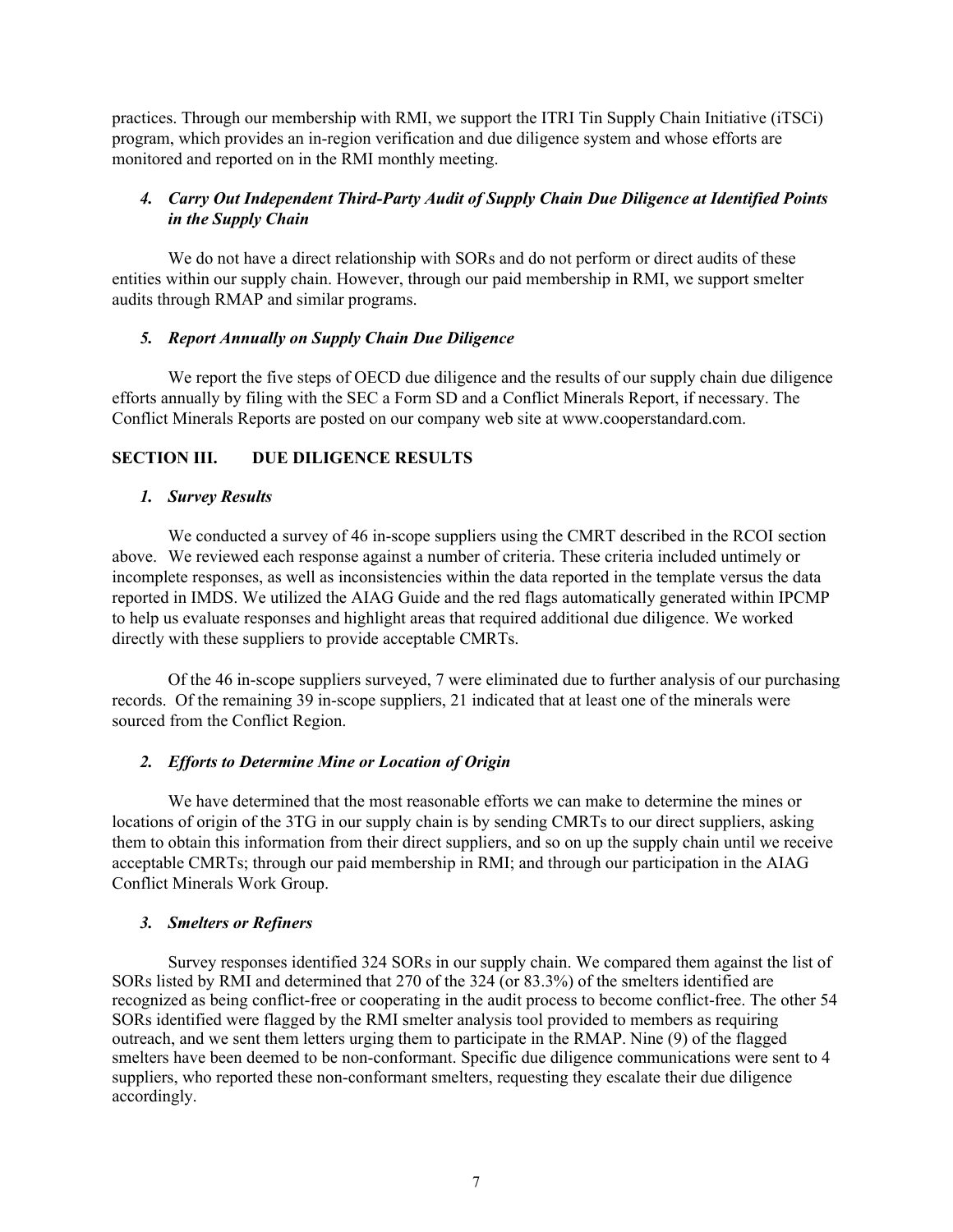practices. Through our membership with RMI, we support the ITRI Tin Supply Chain Initiative (iTSCi) program, which provides an in-region verification and due diligence system and whose efforts are monitored and reported on in the RMI monthly meeting.

### *4. Carry Out Independent Third-Party Audit of Supply Chain Due Diligence at Identified Points in the Supply Chain*

We do not have a direct relationship with SORs and do not perform or direct audits of these entities within our supply chain. However, through our paid membership in RMI, we support smelter audits through RMAP and similar programs.

### *5. Report Annually on Supply Chain Due Diligence*

We report the five steps of OECD due diligence and the results of our supply chain due diligence efforts annually by filing with the SEC a Form SD and a Conflict Minerals Report, if necessary. The Conflict Minerals Reports are posted on our company web site at www.cooperstandard.com.

## SECTION III. DUE DILIGENCE RESULTS

### *1. Survey Results*

We conducted a survey of 46 in-scope suppliers using the CMRT described in the RCOI section above. We reviewed each response against a number of criteria. These criteria included untimely or incomplete responses, as well as inconsistencies within the data reported in the template versus the data reported in IMDS. We utilized the AIAG Guide and the red flags automatically generated within IPCMP to help us evaluate responses and highlight areas that required additional due diligence. We worked directly with these suppliers to provide acceptable CMRTs.

Of the 46 in-scope suppliers surveyed, 7 were eliminated due to further analysis of our purchasing records. Of the remaining 39 in-scope suppliers, 21 indicated that at least one of the minerals were sourced from the Conflict Region.

### *2. Efforts to Determine Mine or Location of Origin*

We have determined that the most reasonable efforts we can make to determine the mines or locations of origin of the 3TG in our supply chain is by sending CMRTs to our direct suppliers, asking them to obtain this information from their direct suppliers, and so on up the supply chain until we receive acceptable CMRTs; through our paid membership in RMI; and through our participation in the AIAG Conflict Minerals Work Group.

### *3. Smelters or Refiners*

Survey responses identified 324 SORs in our supply chain. We compared them against the list of SORs listed by RMI and determined that 270 of the 324 (or 83.3%) of the smelters identified are recognized as being conflict-free or cooperating in the audit process to become conflict-free. The other 54 SORs identified were flagged by the RMI smelter analysis tool provided to members as requiring outreach, and we sent them letters urging them to participate in the RMAP. Nine (9) of the flagged smelters have been deemed to be non-conformant. Specific due diligence communications were sent to 4 suppliers, who reported these non-conformant smelters, requesting they escalate their due diligence accordingly.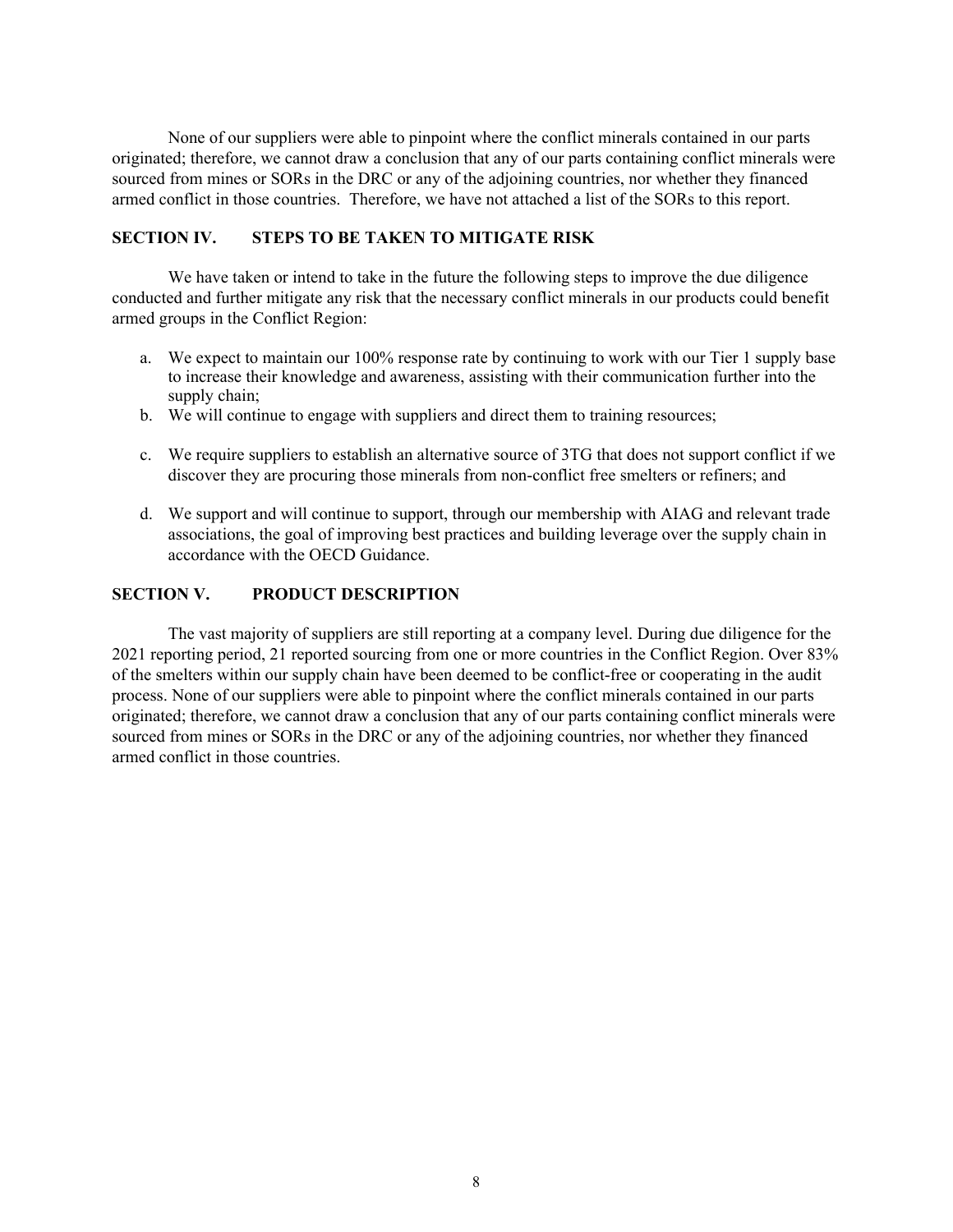None of our suppliers were able to pinpoint where the conflict minerals contained in our parts originated; therefore, we cannot draw a conclusion that any of our parts containing conflict minerals were sourced from mines or SORs in the DRC or any of the adjoining countries, nor whether they financed armed conflict in those countries. Therefore, we have not attached a list of the SORs to this report.

## SECTION IV. STEPS TO BE TAKEN TO MITIGATE RISK

We have taken or intend to take in the future the following steps to improve the due diligence conducted and further mitigate any risk that the necessary conflict minerals in our products could benefit armed groups in the Conflict Region:

a. We expect to maintain our 100% response rate by continuing to work with our Tier 1 supply base to increase their knowledge and awareness, assisting with their communication further into the supply chain;
b. We will continue to engage with suppliers and direct them to training resources;
c. We require suppliers to establish an alternative source of 3TG that does not support conflict if we discover they are procuring those minerals from non-conflict free smelters or refiners; and
d. We support and will continue to support, through our membership with AIAG and relevant trade associations, the goal of improving best practices and building leverage over the supply chain in accordance with the OECD Guidance.

## SECTION V. PRODUCT DESCRIPTION

The vast majority of suppliers are still reporting at a company level. During due diligence for the 2021 reporting period, 21 reported sourcing from one or more countries in the Conflict Region. Over 83% of the smelters within our supply chain have been deemed to be conflict-free or cooperating in the audit process. None of our suppliers were able to pinpoint where the conflict minerals contained in our parts originated; therefore, we cannot draw a conclusion that any of our parts containing conflict minerals were sourced from mines or SORs in the DRC or any of the adjoining countries, nor whether they financed armed conflict in those countries.